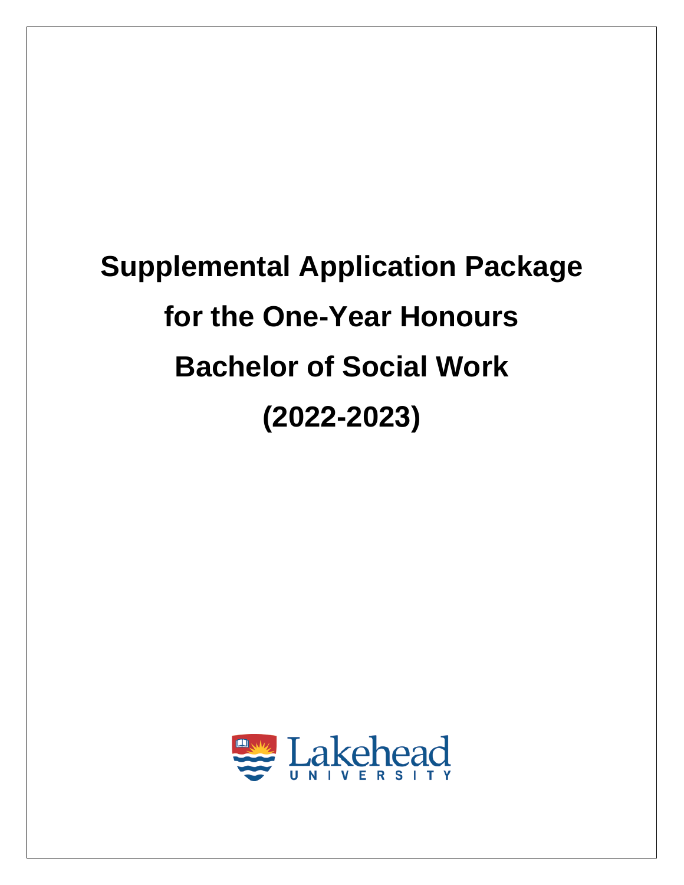# Supplemental Application Package for the One-Year Honours Bachelor of Social Work (2022-2023)

Lakehead UNIVERSITY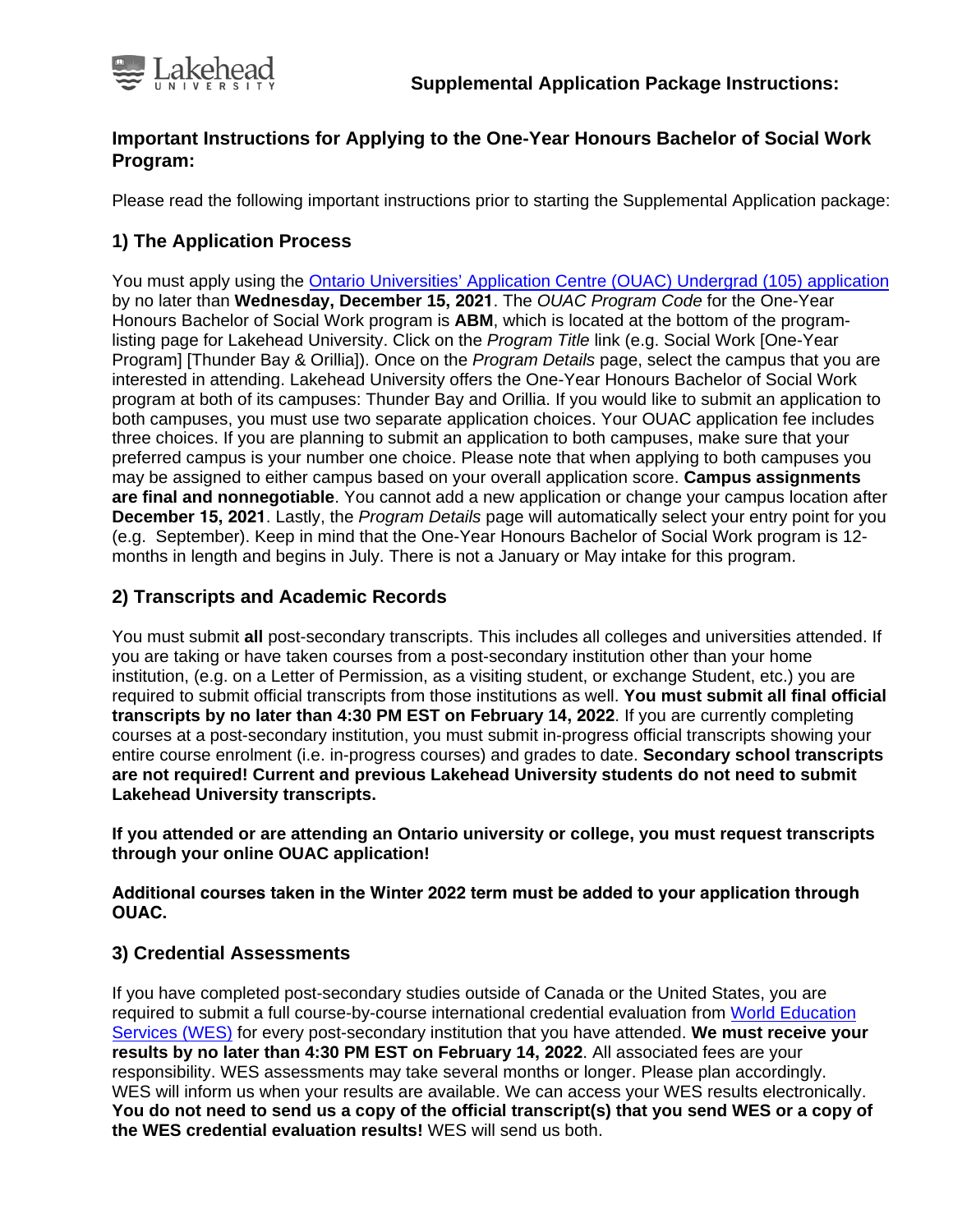**Supplemental Application Package Instructions:**

## Important Instructions for Applying to the One-Year Honours Bachelor of Social Work Program:

Please read the following important instructions prior to starting the Supplemental Application package:

### 1) The Application Process

You must apply using the [Ontario Universities' Application Centre (OUAC) Undergrad (105) application]() by no later than **Wednesday, December 15, 2021**. The *OUAC Program Code* for the One-Year Honours Bachelor of Social Work program is **ABM**, which is located at the bottom of the program-listing page for Lakehead University. Click on the *Program Title* link (e.g. Social Work [One-Year Program] [Thunder Bay & Orillia]). Once on the *Program Details* page, select the campus that you are interested in attending. Lakehead University offers the One-Year Honours Bachelor of Social Work program at both of its campuses: Thunder Bay and Orillia. If you would like to submit an application to both campuses, you must use two separate application choices. Your OUAC application fee includes three choices. If you are planning to submit an application to both campuses, make sure that your preferred campus is your number one choice. Please note that when applying to both campuses you may be assigned to either campus based on your overall application score. **Campus assignments are final and nonnegotiable**. You cannot add a new application or change your campus location after **December 15, 2021**. Lastly, the *Program Details* page will automatically select your entry point for you (e.g. September). Keep in mind that the One-Year Honours Bachelor of Social Work program is 12-months in length and begins in July. There is not a January or May intake for this program.

### 2) Transcripts and Academic Records

You must submit **all** post-secondary transcripts. This includes all colleges and universities attended. If you are taking or have taken courses from a post-secondary institution other than your home institution, (e.g. on a Letter of Permission, as a visiting student, or exchange Student, etc.) you are required to submit official transcripts from those institutions as well. **You must submit all final official transcripts by no later than 4:30 PM EST on February 14, 2022**. If you are currently completing courses at a post-secondary institution, you must submit in-progress official transcripts showing your entire course enrolment (i.e. in-progress courses) and grades to date. **Secondary school transcripts are not required! Current and previous Lakehead University students do not need to submit Lakehead University transcripts.**

**If you attended or are attending an Ontario university or college, you must request transcripts through your online OUAC application!**

**Additional courses taken in the Winter 2022 term must be added to your application through OUAC.**

### 3) Credential Assessments

If you have completed post-secondary studies outside of Canada or the United States, you are required to submit a full course-by-course international credential evaluation from [World Education Services (WES)]() for every post-secondary institution that you have attended. **We must receive your results by no later than 4:30 PM EST on February 14, 2022**. All associated fees are your responsibility. WES assessments may take several months or longer. Please plan accordingly. WES will inform us when your results are available. We can access your WES results electronically. **You do not need to send us a copy of the official transcript(s) that you send WES or a copy of the WES credential evaluation results!** WES will send us both.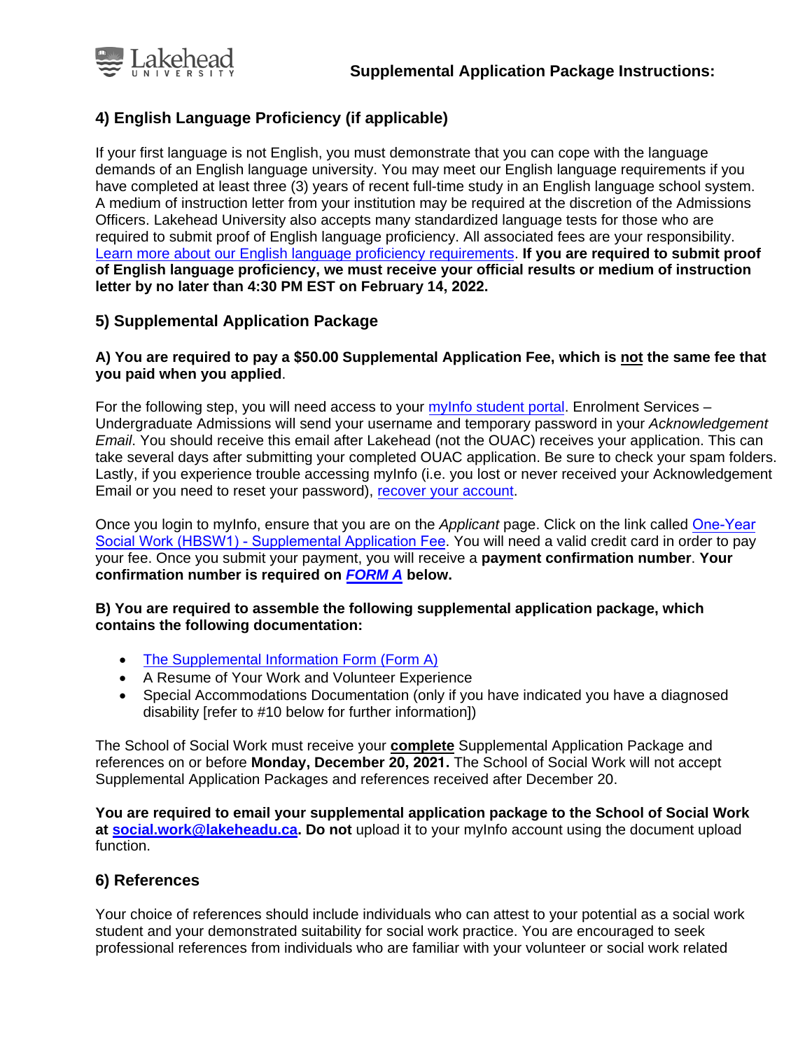## 4) English Language Proficiency (if applicable)

If your first language is not English, you must demonstrate that you can cope with the language demands of an English language university. You may meet our English language requirements if you have completed at least three (3) years of recent full-time study in an English language school system. A medium of instruction letter from your institution may be required at the discretion of the Admissions Officers. Lakehead University also accepts many standardized language tests for those who are required to submit proof of English language proficiency. All associated fees are your responsibility. Learn more about our English language proficiency requirements. **If you are required to submit proof of English language proficiency, we must receive your official results or medium of instruction letter by no later than 4:30 PM EST on February 14, 2022.**

## 5) Supplemental Application Package

**A) You are required to pay a $50.00 Supplemental Application Fee, which is not the same fee that you paid when you applied**.

For the following step, you will need access to your myInfo student portal. Enrolment Services – Undergraduate Admissions will send your username and temporary password in your *Acknowledgement Email*. You should receive this email after Lakehead (not the OUAC) receives your application. This can take several days after submitting your completed OUAC application. Be sure to check your spam folders. Lastly, if you experience trouble accessing myInfo (i.e. you lost or never received your Acknowledgement Email or you need to reset your password), recover your account.

Once you login to myInfo, ensure that you are on the *Applicant* page. Click on the link called One-Year Social Work (HBSW1) - Supplemental Application Fee. You will need a valid credit card in order to pay your fee. Once you submit your payment, you will receive a **payment confirmation number**. **Your confirmation number is required on *FORM A* below.**

**B) You are required to assemble the following supplemental application package, which contains the following documentation:**

- The Supplemental Information Form (Form A)
- A Resume of Your Work and Volunteer Experience
- Special Accommodations Documentation (only if you have indicated you have a diagnosed disability [refer to #10 below for further information])

The School of Social Work must receive your **complete** Supplemental Application Package and references on or before **Monday, December 20, 2021.** The School of Social Work will not accept Supplemental Application Packages and references received after December 20.

**You are required to email your supplemental application package to the School of Social Work at social.work@lakeheadu.ca. Do not** upload it to your myInfo account using the document upload function.

## 6) References

Your choice of references should include individuals who can attest to your potential as a social work student and your demonstrated suitability for social work practice. You are encouraged to seek professional references from individuals who are familiar with your volunteer or social work related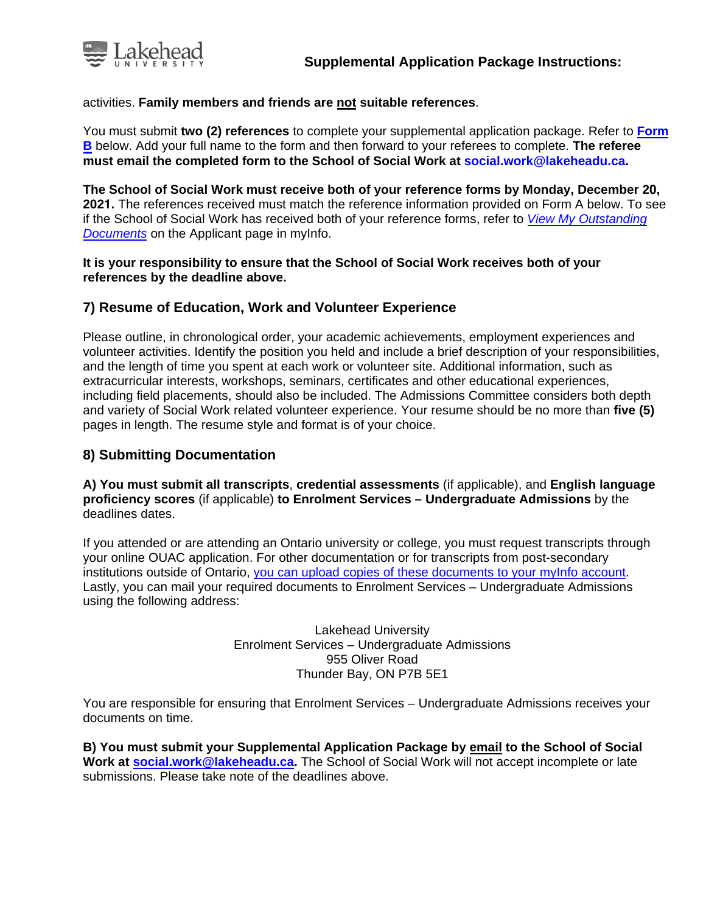activities. **Family members and friends are <u>not</u> suitable references**.

You must submit **two (2) references** to complete your supplemental application package. Refer to **Form B** below. Add your full name to the form and then forward to your referees to complete. **The referee must email the completed form to the School of Social Work at social.work@lakeheadu.ca.**

**The School of Social Work must receive both of your reference forms by Monday, December 20, 2021.** The references received must match the reference information provided on Form A below. To see if the School of Social Work has received both of your reference forms, refer to *View My Outstanding Documents* on the Applicant page in myInfo.

**It is your responsibility to ensure that the School of Social Work receives both of your references by the deadline above.**

## 7) Resume of Education, Work and Volunteer Experience

Please outline, in chronological order, your academic achievements, employment experiences and volunteer activities. Identify the position you held and include a brief description of your responsibilities, and the length of time you spent at each work or volunteer site. Additional information, such as extracurricular interests, workshops, seminars, certificates and other educational experiences, including field placements, should also be included. The Admissions Committee considers both depth and variety of Social Work related volunteer experience. Your resume should be no more than **five (5)** pages in length. The resume style and format is of your choice.

## 8) Submitting Documentation

**A) You must submit all transcripts**, **credential assessments** (if applicable), and **English language proficiency scores** (if applicable) **to Enrolment Services – Undergraduate Admissions** by the deadlines dates.

If you attended or are attending an Ontario university or college, you must request transcripts through your online OUAC application. For other documentation or for transcripts from post-secondary institutions outside of Ontario, you can upload copies of these documents to your myInfo account. Lastly, you can mail your required documents to Enrolment Services – Undergraduate Admissions using the following address:

Lakehead University
Enrolment Services – Undergraduate Admissions
955 Oliver Road
Thunder Bay, ON P7B 5E1

You are responsible for ensuring that Enrolment Services – Undergraduate Admissions receives your documents on time.

**B) You must submit your Supplemental Application Package by <u>email</u> to the School of Social Work at social.work@lakeheadu.ca.** The School of Social Work will not accept incomplete or late submissions. Please take note of the deadlines above.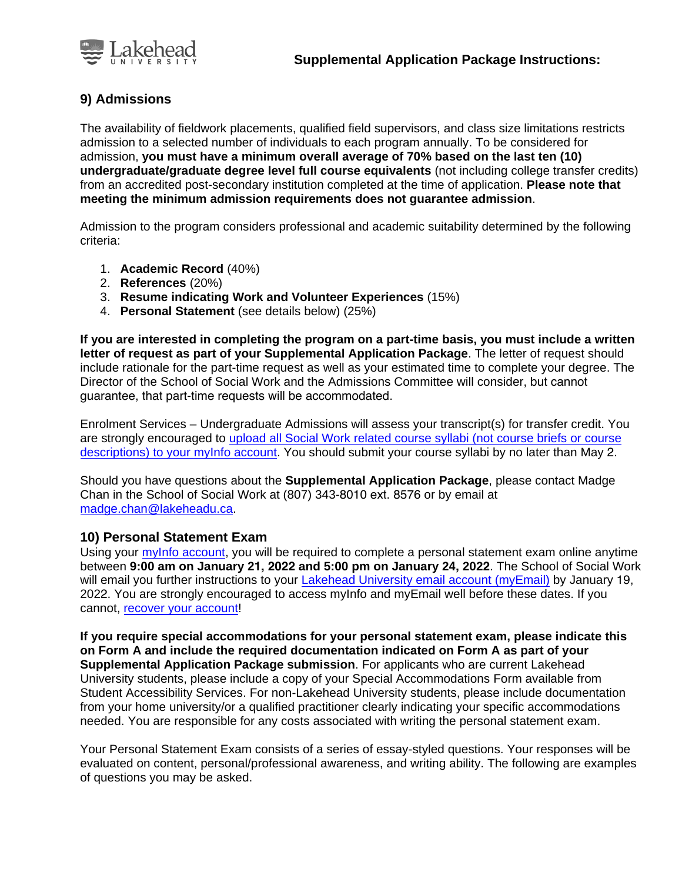## 9) Admissions

The availability of fieldwork placements, qualified field supervisors, and class size limitations restricts admission to a selected number of individuals to each program annually. To be considered for admission, **you must have a minimum overall average of 70% based on the last ten (10) undergraduate/graduate degree level full course equivalents** (not including college transfer credits) from an accredited post-secondary institution completed at the time of application. **Please note that meeting the minimum admission requirements does not guarantee admission**.

Admission to the program considers professional and academic suitability determined by the following criteria:

1. **Academic Record** (40%)
2. **References** (20%)
3. **Resume indicating Work and Volunteer Experiences** (15%)
4. **Personal Statement** (see details below) (25%)

**If you are interested in completing the program on a part-time basis, you must include a written letter of request as part of your Supplemental Application Package**. The letter of request should include rationale for the part-time request as well as your estimated time to complete your degree. The Director of the School of Social Work and the Admissions Committee will consider, but cannot guarantee, that part-time requests will be accommodated.

Enrolment Services – Undergraduate Admissions will assess your transcript(s) for transfer credit. You are strongly encouraged to upload all Social Work related course syllabi (not course briefs or course descriptions) to your myInfo account. You should submit your course syllabi by no later than May 2.

Should you have questions about the **Supplemental Application Package**, please contact Madge Chan in the School of Social Work at (807) 343-8010 ext. 8576 or by email at madge.chan@lakeheadu.ca.

## 10) Personal Statement Exam

Using your myInfo account, you will be required to complete a personal statement exam online anytime between **9:00 am on January 21, 2022 and 5:00 pm on January 24, 2022**. The School of Social Work will email you further instructions to your Lakehead University email account (myEmail) by January 19, 2022. You are strongly encouraged to access myInfo and myEmail well before these dates. If you cannot, recover your account!

**If you require special accommodations for your personal statement exam, please indicate this on Form A and include the required documentation indicated on Form A as part of your Supplemental Application Package submission**. For applicants who are current Lakehead University students, please include a copy of your Special Accommodations Form available from Student Accessibility Services. For non-Lakehead University students, please include documentation from your home university/or a qualified practitioner clearly indicating your specific accommodations needed. You are responsible for any costs associated with writing the personal statement exam.

Your Personal Statement Exam consists of a series of essay-styled questions. Your responses will be evaluated on content, personal/professional awareness, and writing ability. The following are examples of questions you may be asked.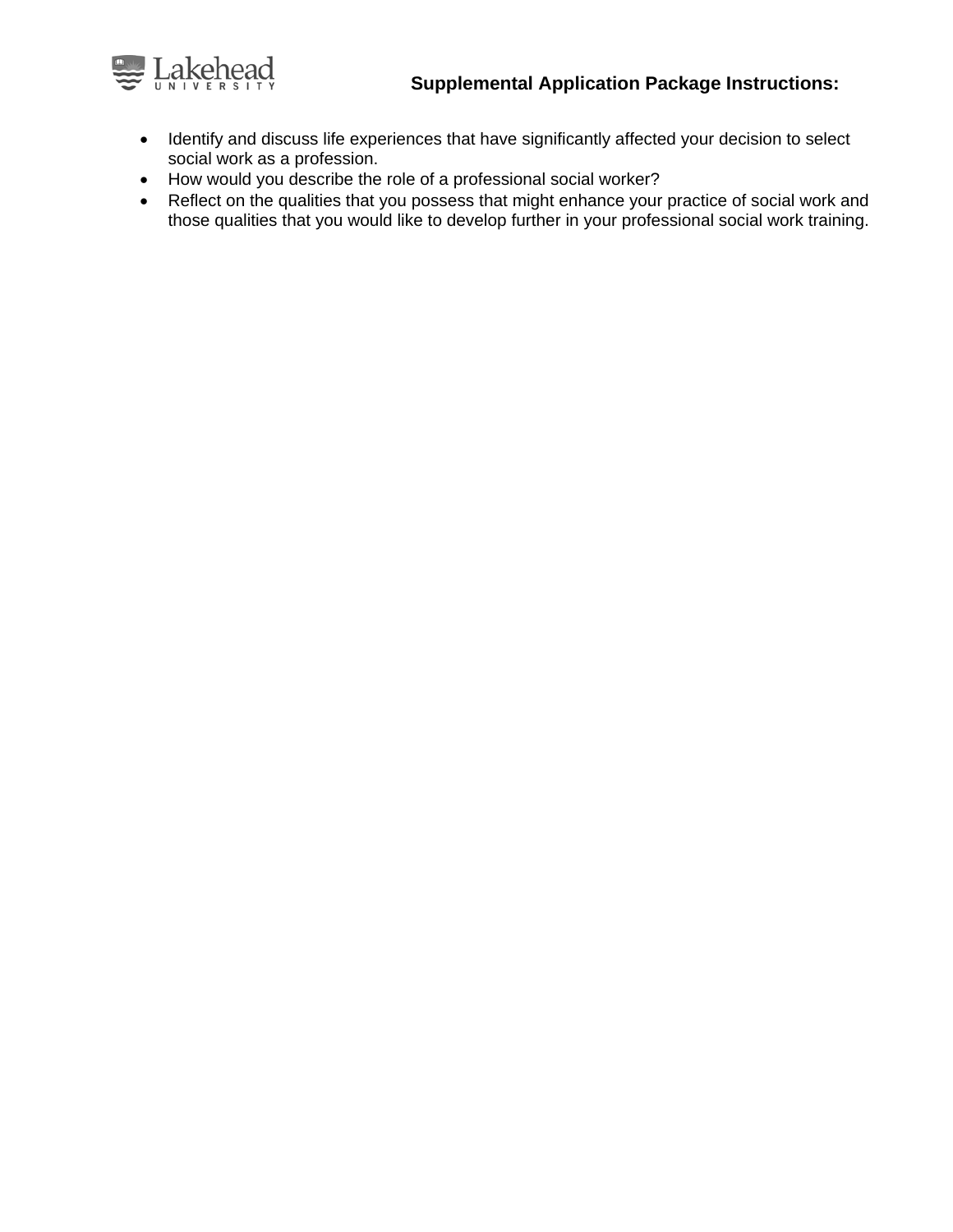**Supplemental Application Package Instructions:**

- Identify and discuss life experiences that have significantly affected your decision to select social work as a profession.
- How would you describe the role of a professional social worker?
- Reflect on the qualities that you possess that might enhance your practice of social work and those qualities that you would like to develop further in your professional social work training.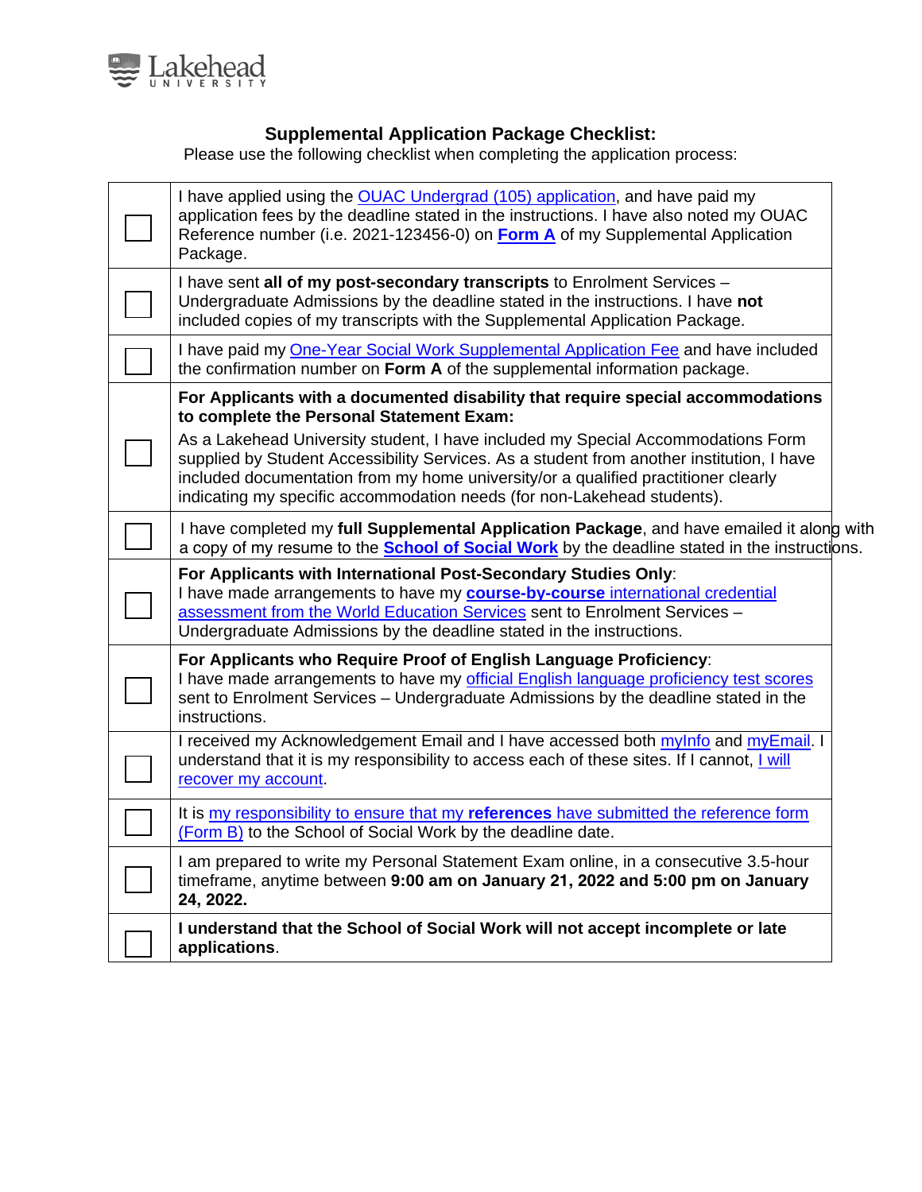### Supplemental Application Package Checklist:

Please use the following checklist when completing the application process:

| | |
|---|---|
| ☐ | I have applied using the OUAC Undergrad (105) application, and have paid my application fees by the deadline stated in the instructions. I have also noted my OUAC Reference number (i.e. 2021-123456-0) on **Form A** of my Supplemental Application Package. |
| ☐ | I have sent **all of my post-secondary transcripts** to Enrolment Services – Undergraduate Admissions by the deadline stated in the instructions. I have **not** included copies of my transcripts with the Supplemental Application Package. |
| ☐ | I have paid my One-Year Social Work Supplemental Application Fee and have included the confirmation number on **Form A** of the supplemental information package. |
| ☐ | **For Applicants with a documented disability that require special accommodations to complete the Personal Statement Exam:** As a Lakehead University student, I have included my Special Accommodations Form supplied by Student Accessibility Services. As a student from another institution, I have included documentation from my home university/or a qualified practitioner clearly indicating my specific accommodation needs (for non-Lakehead students). |
| ☐ | I have completed my **full Supplemental Application Package**, and have emailed it along with a copy of my resume to the **School of Social Work** by the deadline stated in the instructions. |
| ☐ | **For Applicants with International Post-Secondary Studies Only**: I have made arrangements to have my **course-by-course** international credential assessment from the World Education Services sent to Enrolment Services – Undergraduate Admissions by the deadline stated in the instructions. |
| ☐ | **For Applicants who Require Proof of English Language Proficiency**: I have made arrangements to have my official English language proficiency test scores sent to Enrolment Services – Undergraduate Admissions by the deadline stated in the instructions. |
| ☐ | I received my Acknowledgement Email and I have accessed both myInfo and myEmail. I understand that it is my responsibility to access each of these sites. If I cannot, I will recover my account. |
| ☐ | It is my responsibility to ensure that my **references** have submitted the reference form (Form B) to the School of Social Work by the deadline date. |
| ☐ | I am prepared to write my Personal Statement Exam online, in a consecutive 3.5-hour timeframe, anytime between **9:00 am on January 21, 2022 and 5:00 pm on January 24, 2022.** |
| ☐ | **I understand that the School of Social Work will not accept incomplete or late applications**. |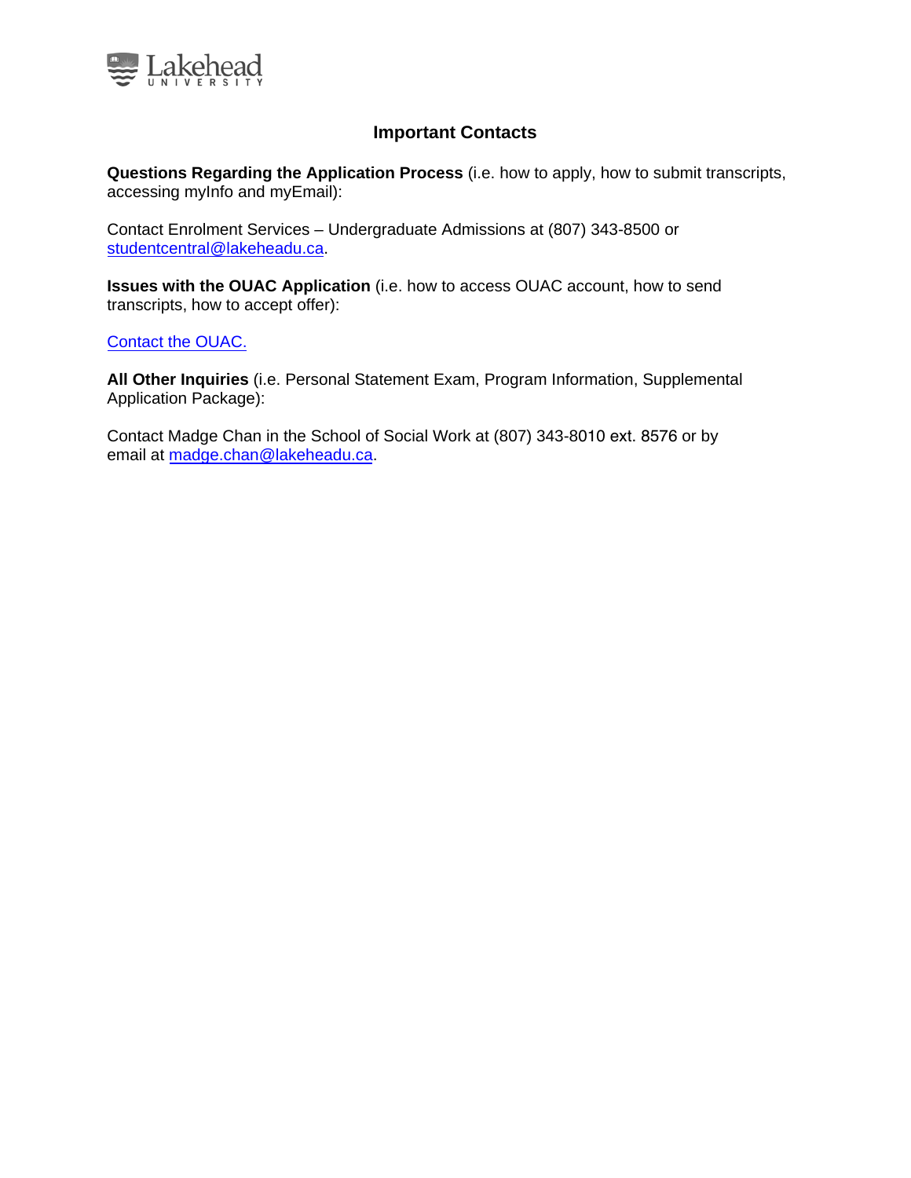# Important Contacts

**Questions Regarding the Application Process** (i.e. how to apply, how to submit transcripts, accessing myInfo and myEmail):

Contact Enrolment Services – Undergraduate Admissions at (807) 343-8500 or studentcentral@lakeheadu.ca.

**Issues with the OUAC Application** (i.e. how to access OUAC account, how to send transcripts, how to accept offer):

Contact the OUAC.

**All Other Inquiries** (i.e. Personal Statement Exam, Program Information, Supplemental Application Package):

Contact Madge Chan in the School of Social Work at (807) 343-8010 ext. 8576 or by email at madge.chan@lakeheadu.ca.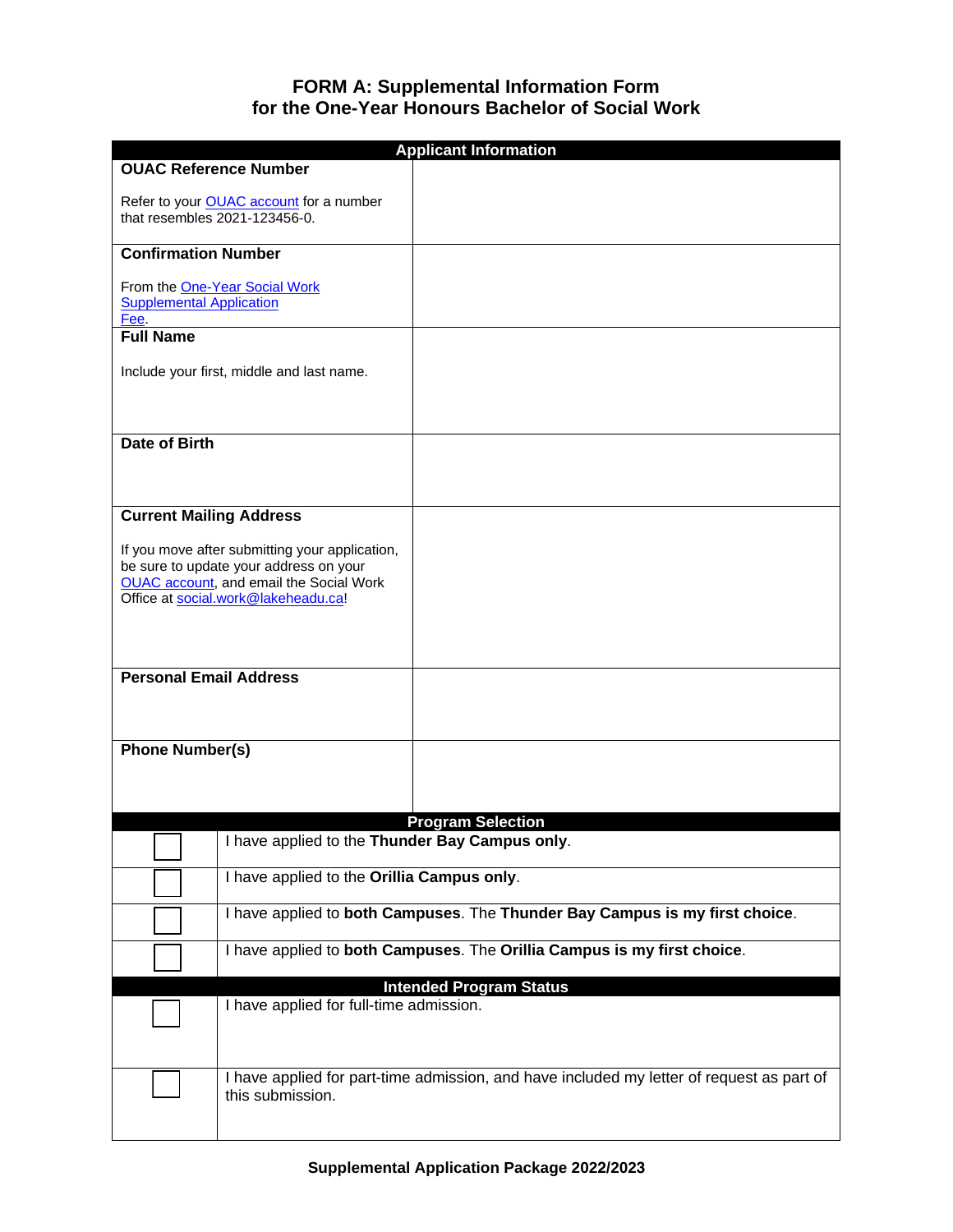# FORM A: Supplemental Information Form for the One-Year Honours Bachelor of Social Work

| Applicant Information | |
|---|---|
| **OUAC Reference Number**<br><br>Refer to your OUAC account for a number that resembles 2021-123456-0. | |
| **Confirmation Number**<br><br>From the One-Year Social Work Supplemental Application Fee. | |
| **Full Name**<br><br>Include your first, middle and last name. | |
| **Date of Birth** | |
| **Current Mailing Address**<br><br>If you move after submitting your application, be sure to update your address on your OUAC account, and email the Social Work Office at social.work@lakeheadu.ca! | |
| **Personal Email Address** | |
| **Phone Number(s)** | |

| Program Selection | |
|---|---|
| ☐ | I have applied to the **Thunder Bay Campus only**. |
| ☐ | I have applied to the **Orillia Campus only**. |
| ☐ | I have applied to **both Campuses**. The **Thunder Bay Campus is my first choice**. |
| ☐ | I have applied to **both Campuses**. The **Orillia Campus is my first choice**. |

| Intended Program Status | |
|---|---|
| ☐ | I have applied for full-time admission. |
| ☐ | I have applied for part-time admission, and have included my letter of request as part of this submission. |

**Supplemental Application Package 2022/2023**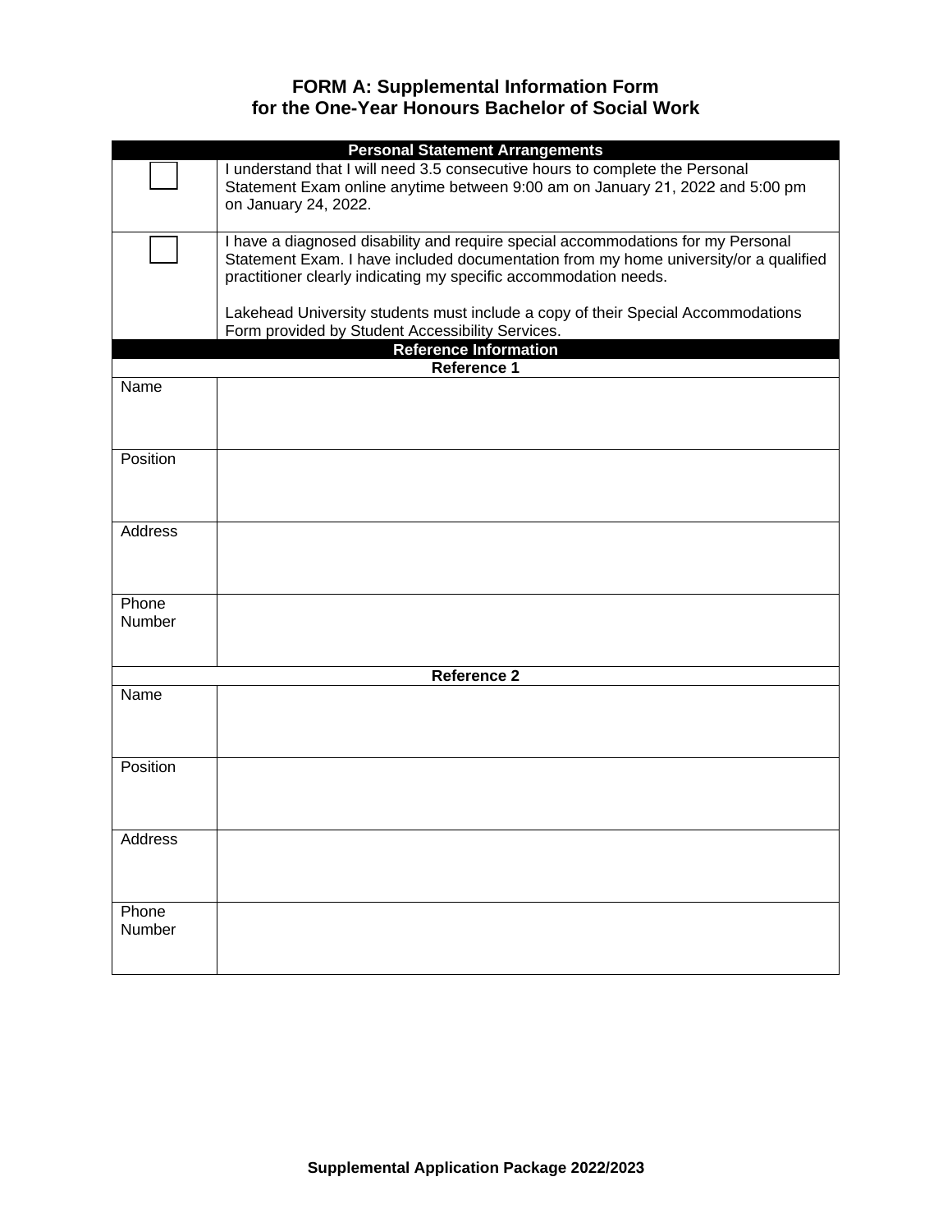# FORM A: Supplemental Information Form for the One-Year Honours Bachelor of Social Work

| Personal Statement Arrangements | |
|---|---|
| ☐ | I understand that I will need 3.5 consecutive hours to complete the Personal Statement Exam online anytime between 9:00 am on January 21, 2022 and 5:00 pm on January 24, 2022. |
| ☐ | I have a diagnosed disability and require special accommodations for my Personal Statement Exam. I have included documentation from my home university/or a qualified practitioner clearly indicating my specific accommodation needs.<br><br>Lakehead University students must include a copy of their Special Accommodations Form provided by Student Accessibility Services. |

| Reference Information | |
|---|---|
| **Reference 1** | |
| Name | |
| Position | |
| Address | |
| Phone Number | |
| **Reference 2** | |
| Name | |
| Position | |
| Address | |
| Phone Number | |

**Supplemental Application Package 2022/2023**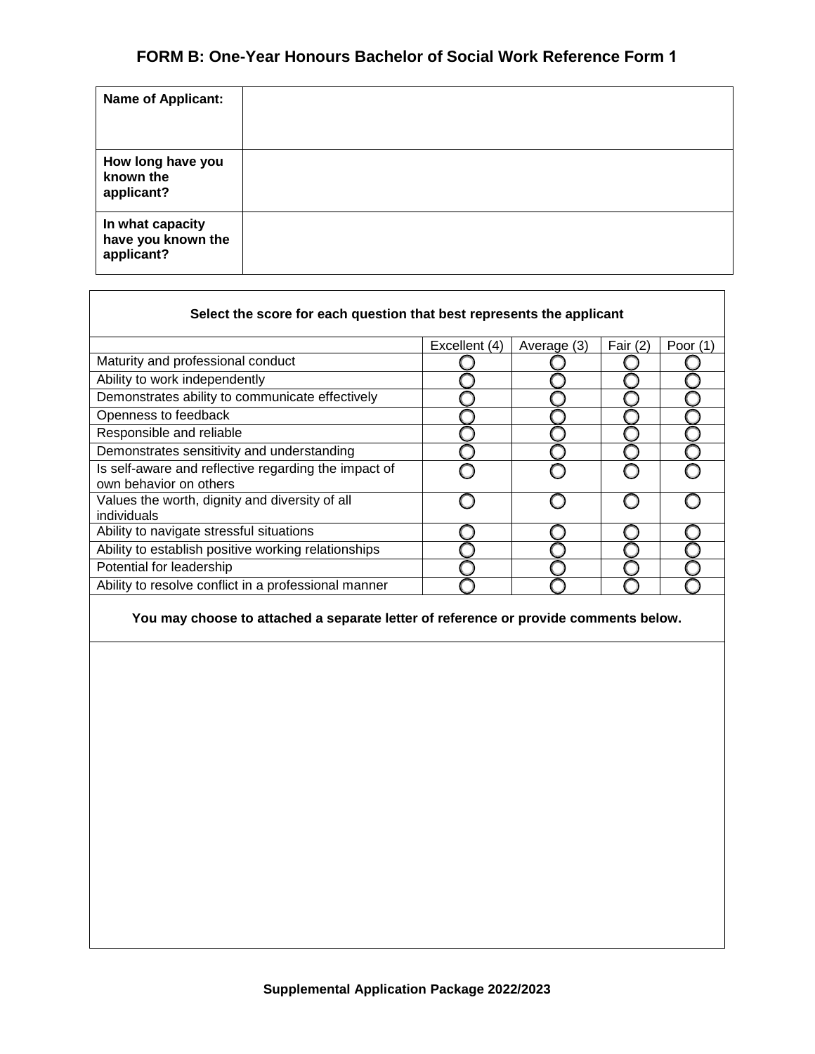# FORM B: One-Year Honours Bachelor of Social Work Reference Form 1

| **Name of Applicant:** | |
|---|---|
| **How long have you known the applicant?** | |
| **In what capacity have you known the applicant?** | |

**Select the score for each question that best represents the applicant**

| | Excellent (4) | Average (3) | Fair (2) | Poor (1) |
|---|---|---|---|---|
| Maturity and professional conduct | ○ | ○ | ○ | ○ |
| Ability to work independently | ○ | ○ | ○ | ○ |
| Demonstrates ability to communicate effectively | ○ | ○ | ○ | ○ |
| Openness to feedback | ○ | ○ | ○ | ○ |
| Responsible and reliable | ○ | ○ | ○ | ○ |
| Demonstrates sensitivity and understanding | ○ | ○ | ○ | ○ |
| Is self-aware and reflective regarding the impact of own behavior on others | ○ | ○ | ○ | ○ |
| Values the worth, dignity and diversity of all individuals | ○ | ○ | ○ | ○ |
| Ability to navigate stressful situations | ○ | ○ | ○ | ○ |
| Ability to establish positive working relationships | ○ | ○ | ○ | ○ |
| Potential for leadership | ○ | ○ | ○ | ○ |
| Ability to resolve conflict in a professional manner | ○ | ○ | ○ | ○ |

**You may choose to attached a separate letter of reference or provide comments below.**

**Supplemental Application Package 2022/2023**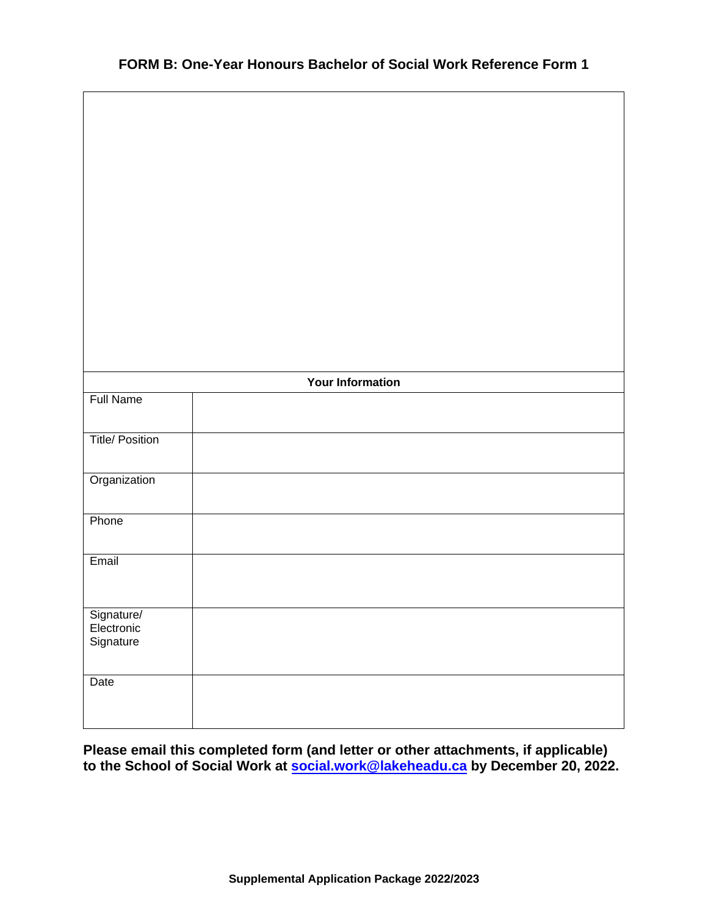### FORM B: One-Year Honours Bachelor of Social Work Reference Form 1

| Your Information | |
|---|---|
| Full Name | |
| Title/ Position | |
| Organization | |
| Phone | |
| Email | |
| Signature/ Electronic Signature | |
| Date | |

**Please email this completed form (and letter or other attachments, if applicable) to the School of Social Work at social.work@lakeheadu.ca by December 20, 2022.**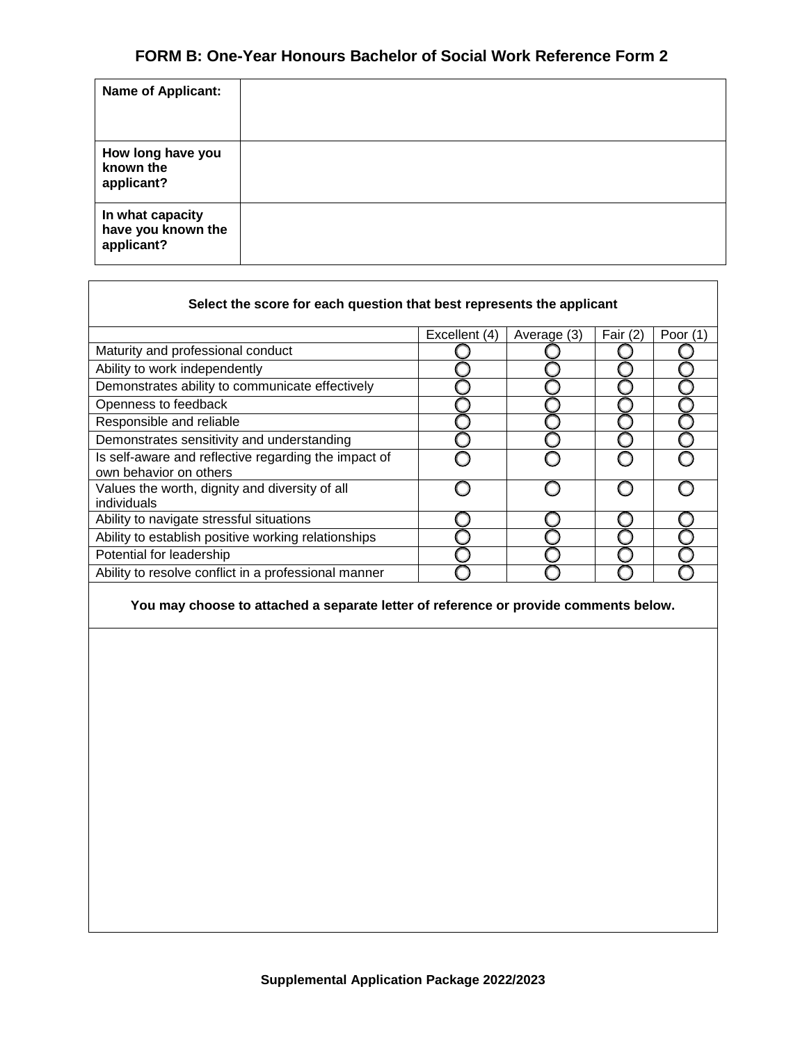## FORM B: One-Year Honours Bachelor of Social Work Reference Form 2

| **Name of Applicant:** | |
|---|---|
| **How long have you known the applicant?** | |
| **In what capacity have you known the applicant?** | |

**Select the score for each question that best represents the applicant**

| | Excellent (4) | Average (3) | Fair (2) | Poor (1) |
|---|---|---|---|---|
| Maturity and professional conduct | ◯ | ◯ | ◯ | ◯ |
| Ability to work independently | ◯ | ◯ | ◯ | ◯ |
| Demonstrates ability to communicate effectively | ◯ | ◯ | ◯ | ◯ |
| Openness to feedback | ◯ | ◯ | ◯ | ◯ |
| Responsible and reliable | ◯ | ◯ | ◯ | ◯ |
| Demonstrates sensitivity and understanding | ◯ | ◯ | ◯ | ◯ |
| Is self-aware and reflective regarding the impact of own behavior on others | ◯ | ◯ | ◯ | ◯ |
| Values the worth, dignity and diversity of all individuals | ◯ | ◯ | ◯ | ◯ |
| Ability to navigate stressful situations | ◯ | ◯ | ◯ | ◯ |
| Ability to establish positive working relationships | ◯ | ◯ | ◯ | ◯ |
| Potential for leadership | ◯ | ◯ | ◯ | ◯ |
| Ability to resolve conflict in a professional manner | ◯ | ◯ | ◯ | ◯ |

**You may choose to attached a separate letter of reference or provide comments below.**

**Supplemental Application Package 2022/2023**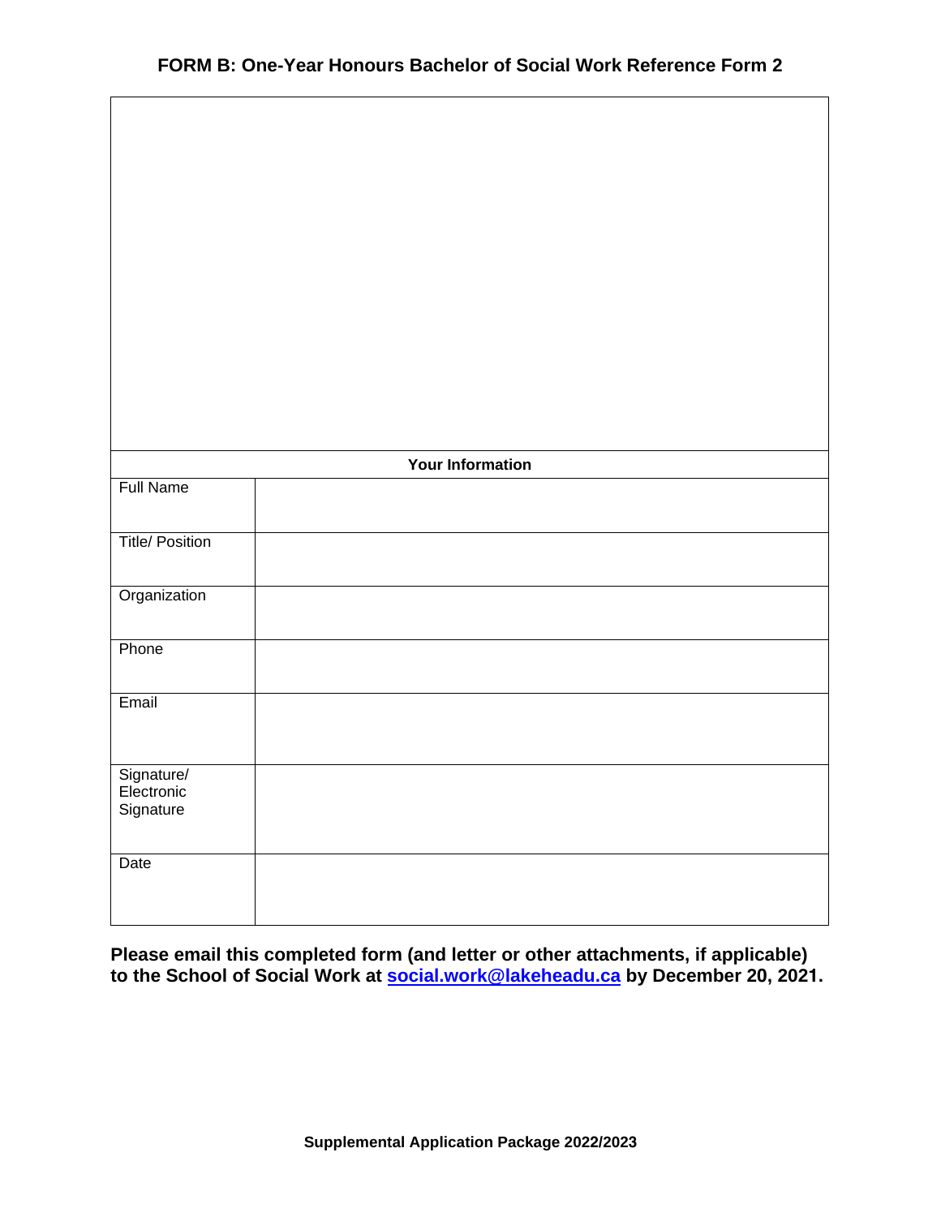# FORM B: One-Year Honours Bachelor of Social Work Reference Form 2

| Your Information | |
|---|---|
| Full Name | |
| Title/ Position | |
| Organization | |
| Phone | |
| Email | |
| Signature/ Electronic Signature | |
| Date | |

**Please email this completed form (and letter or other attachments, if applicable) to the School of Social Work at [social.work@lakeheadu.ca](mailto:social.work@lakeheadu.ca) by December 20, 2021.**

**Supplemental Application Package 2022/2023**